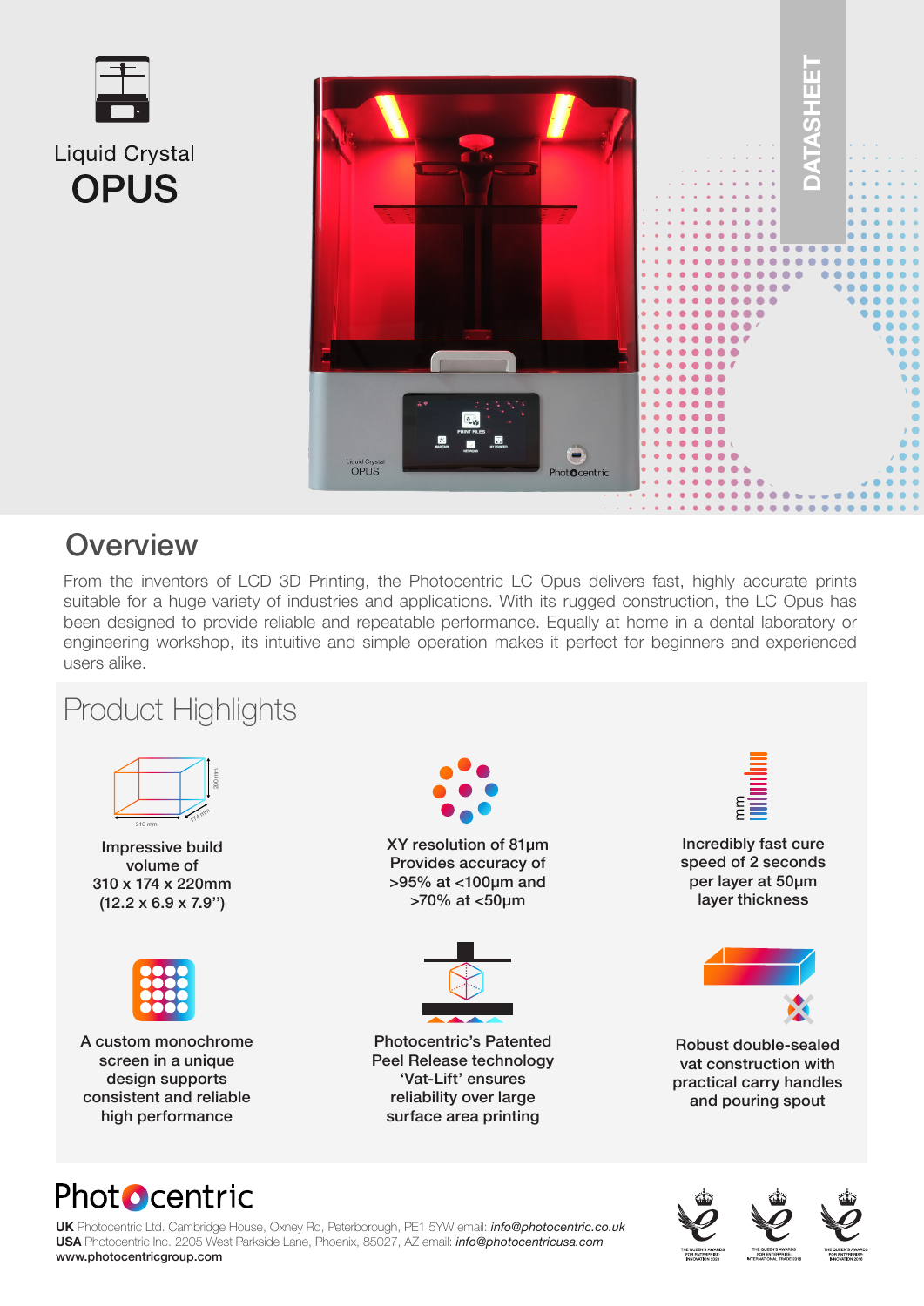Liquid Crystal

# OPUS

DATASHEET

## Overview

From the inventors of LCD 3D Printing, the Photocentric LC Opus delivers fast, highly accurate prints suitable for a huge variety of industries and applications. With its rugged construction, the LC Opus has been designed to provide reliable and repeatable performance. Equally at home in a dental laboratory or engineering workshop, its intuitive and simple operation makes it perfect for beginners and experienced users alike.

## Product Highlights

Impressive build volume of 310 x 174 x 220mm (12.2 x 6.9 x 7.9")

XY resolution of 81µm Provides accuracy of >95% at <100µm and >70% at <50µm

Incredibly fast cure speed of 2 seconds per layer at 50µm layer thickness

A custom monochrome screen in a unique design supports consistent and reliable high performance

Photocentric's Patented Peel Release technology 'Vat-Lift' ensures reliability over large surface area printing

Robust double-sealed vat construction with practical carry handles and pouring spout

Photocentric

**UK** Photocentric Ltd. Cambridge House, Oxney Rd, Peterborough, PE1 5YW email: *info@photocentric.co.uk*
**USA** Photocentric Inc. 2205 West Parkside Lane, Phoenix, 85027, AZ email: *info@photocentricusa.com*
**www.photocentricgroup.com**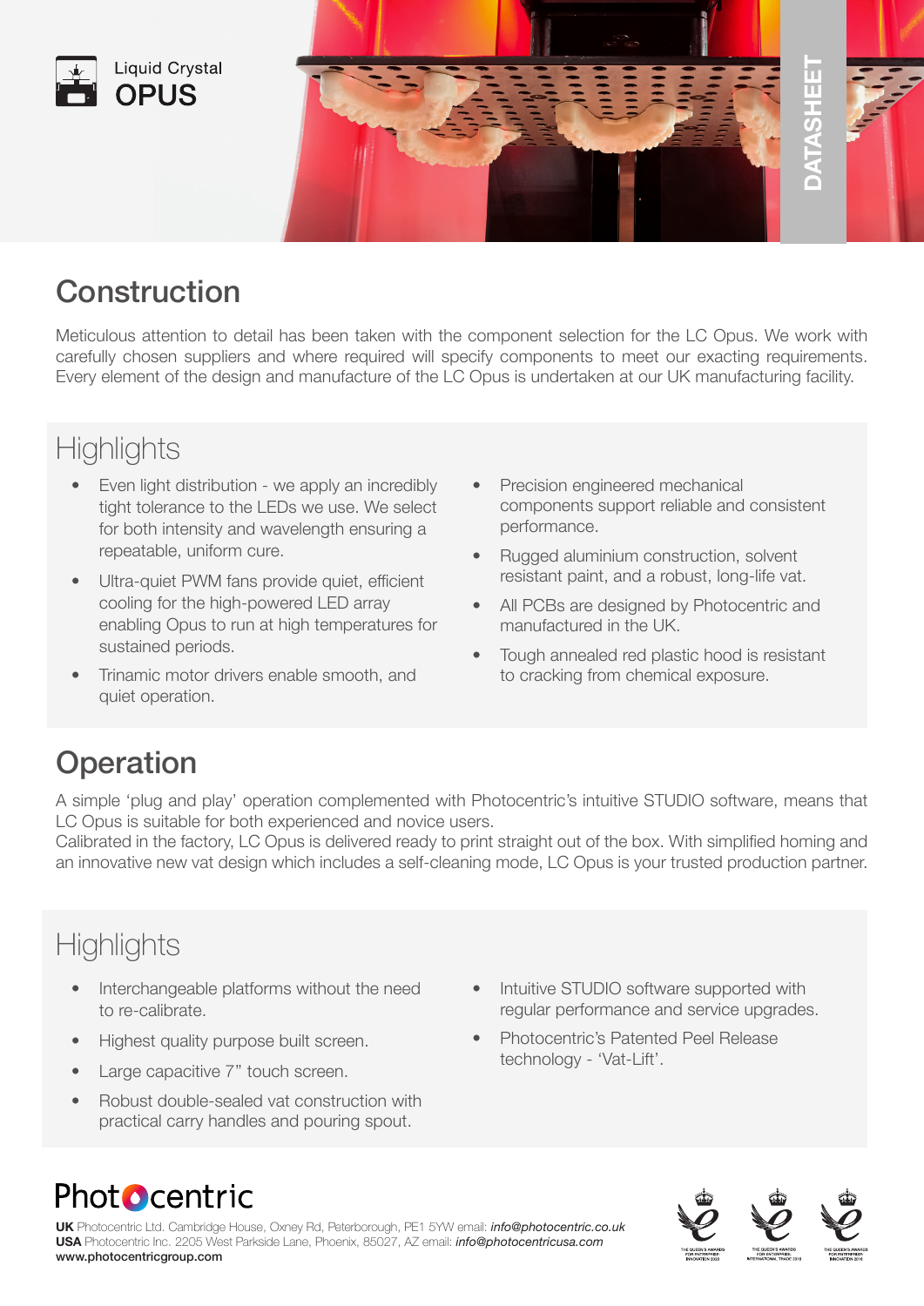Liquid Crystal
**OPUS**

DATASHEET

## Construction

Meticulous attention to detail has been taken with the component selection for the LC Opus. We work with carefully chosen suppliers and where required will specify components to meet our exacting requirements. Every element of the design and manufacture of the LC Opus is undertaken at our UK manufacturing facility.

### Highlights

- Even light distribution - we apply an incredibly tight tolerance to the LEDs we use. We select for both intensity and wavelength ensuring a repeatable, uniform cure.
- Ultra-quiet PWM fans provide quiet, efficient cooling for the high-powered LED array enabling Opus to run at high temperatures for sustained periods.
- Trinamic motor drivers enable smooth, and quiet operation.
- Precision engineered mechanical components support reliable and consistent performance.
- Rugged aluminium construction, solvent resistant paint, and a robust, long-life vat.
- All PCBs are designed by Photocentric and manufactured in the UK.
- Tough annealed red plastic hood is resistant to cracking from chemical exposure.

## Operation

A simple 'plug and play' operation complemented with Photocentric's intuitive STUDIO software, means that LC Opus is suitable for both experienced and novice users.
Calibrated in the factory, LC Opus is delivered ready to print straight out of the box. With simplified homing and an innovative new vat design which includes a self-cleaning mode, LC Opus is your trusted production partner.

### Highlights

- Interchangeable platforms without the need to re-calibrate.
- Highest quality purpose built screen.
- Large capacitive 7" touch screen.
- Robust double-sealed vat construction with practical carry handles and pouring spout.
- Intuitive STUDIO software supported with regular performance and service upgrades.
- Photocentric's Patented Peel Release technology - 'Vat-Lift'.

Photocentric

**UK** Photocentric Ltd. Cambridge House, Oxney Rd, Peterborough, PE1 5YW email: *info@photocentric.co.uk*
**USA** Photocentric Inc. 2205 West Parkside Lane, Phoenix, 85027, AZ email: *info@photocentricusa.com*
**www.photocentricgroup.com**

THE QUEEN'S AWARDS FOR ENTERPRISE: INNOVATION 2020
THE QUEEN'S AWARDS FOR ENTERPRISE: INTERNATIONAL TRADE 2018
THE QUEEN'S AWARDS FOR ENTERPRISE: INNOVATION 2016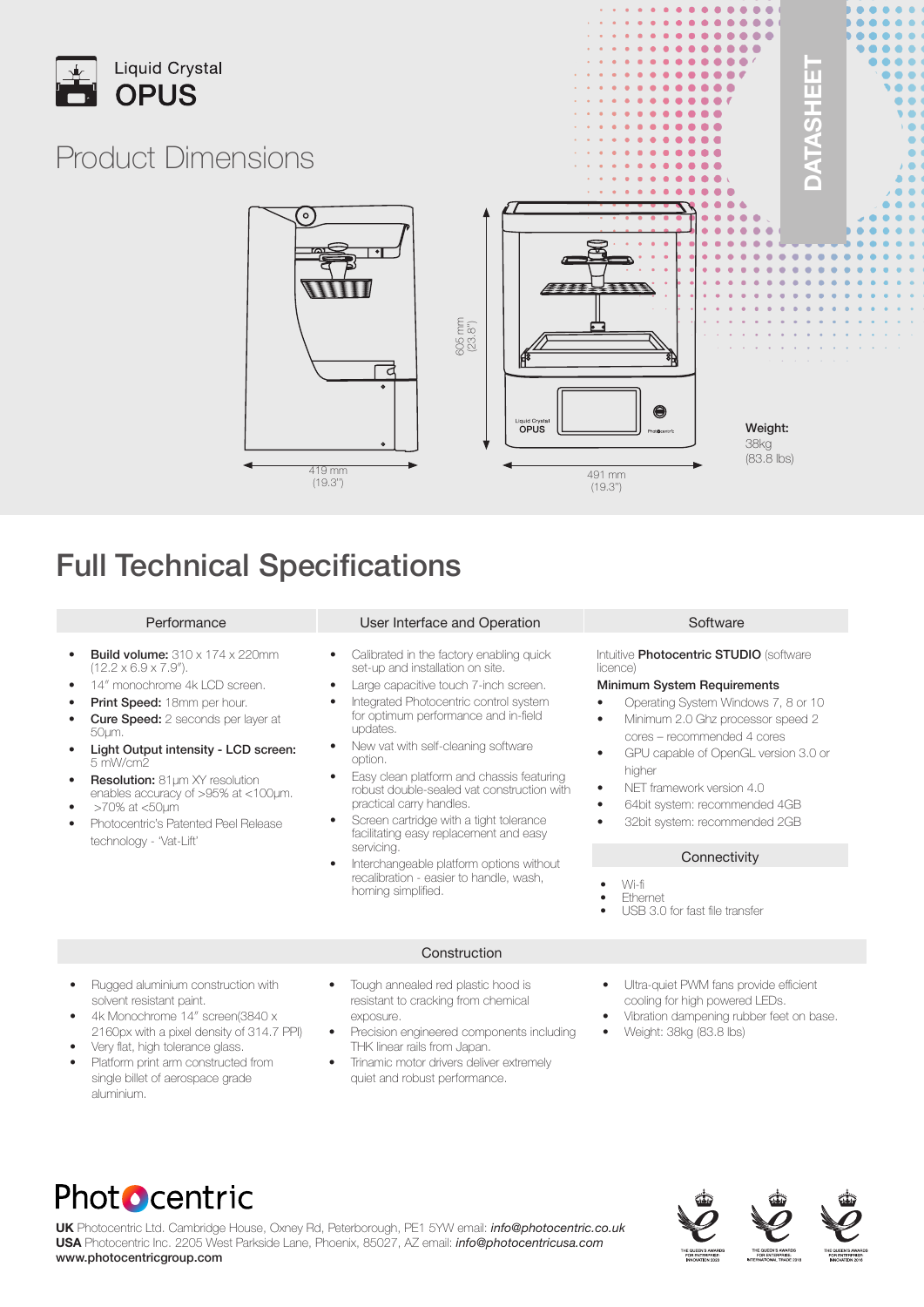Liquid Crystal
# OPUS

DATASHEET

## Product Dimensions

605 mm
(23.8")

419 mm
(19.3")

491 mm
(19.3")

**Weight:**
38kg
(83.8 lbs)

## Full Technical Specifications

### Performance

- **Build volume:** 310 x 174 x 220mm (12.2 x 6.9 x 7.9").
- 14" monochrome 4k LCD screen.
- **Print Speed:** 18mm per hour.
- **Cure Speed:** 2 seconds per layer at 50μm.
- **Light Output intensity - LCD screen:** 5 mW/cm2
- **Resolution:** 81μm XY resolution enables accuracy of >95% at <100μm.
- >70% at <50μm
- Photocentric's Patented Peel Release technology - 'Vat-Lift'

### User Interface and Operation

- Calibrated in the factory enabling quick set-up and installation on site.
- Large capacitive touch 7-inch screen.
- Integrated Photocentric control system for optimum performance and in-field updates.
- New vat with self-cleaning software option.
- Easy clean platform and chassis featuring robust double-sealed vat construction with practical carry handles.
- Screen cartridge with a tight tolerance facilitating easy replacement and easy servicing.
- Interchangeable platform options without recalibration - easier to handle, wash, homing simplified.

### Software

Intuitive **Photocentric STUDIO** (software licence)

**Minimum System Requirements**

- Operating System Windows 7, 8 or 10
- Minimum 2.0 Ghz processor speed 2 cores – recommended 4 cores
- GPU capable of OpenGL version 3.0 or higher
- NET framework version 4.0
- 64bit system: recommended 4GB
- 32bit system: recommended 2GB

### Connectivity

- Wi-fi
- Ethernet
- USB 3.0 for fast file transfer

### Construction

- Rugged aluminium construction with solvent resistant paint.
- 4k Monochrome 14" screen(3840 x 2160px with a pixel density of 314.7 PPI)
- Very flat, high tolerance glass.
- Platform print arm constructed from single billet of aerospace grade aluminium.
- Tough annealed red plastic hood is resistant to cracking from chemical exposure.
- Precision engineered components including THK linear rails from Japan.
- Trinamic motor drivers deliver extremely quiet and robust performance.
- Ultra-quiet PWM fans provide efficient cooling for high powered LEDs.
- Vibration dampening rubber feet on base.
- Weight: 38kg (83.8 lbs)

Photocentric

**UK** Photocentric Ltd. Cambridge House, Oxney Rd, Peterborough, PE1 5YW email: *info@photocentric.co.uk*
**USA** Photocentric Inc. 2205 West Parkside Lane, Phoenix, 85027, AZ email: *info@photocentricusa.com*
**www.photocentricgroup.com**

THE QUEEN'S AWARDS FOR ENTERPRISE: INNOVATION 2020
THE QUEEN'S AWARDS FOR ENTERPRISE: INTERNATIONAL TRADE 2018
THE QUEEN'S AWARDS FOR ENTERPRISE: INNOVATION 2016